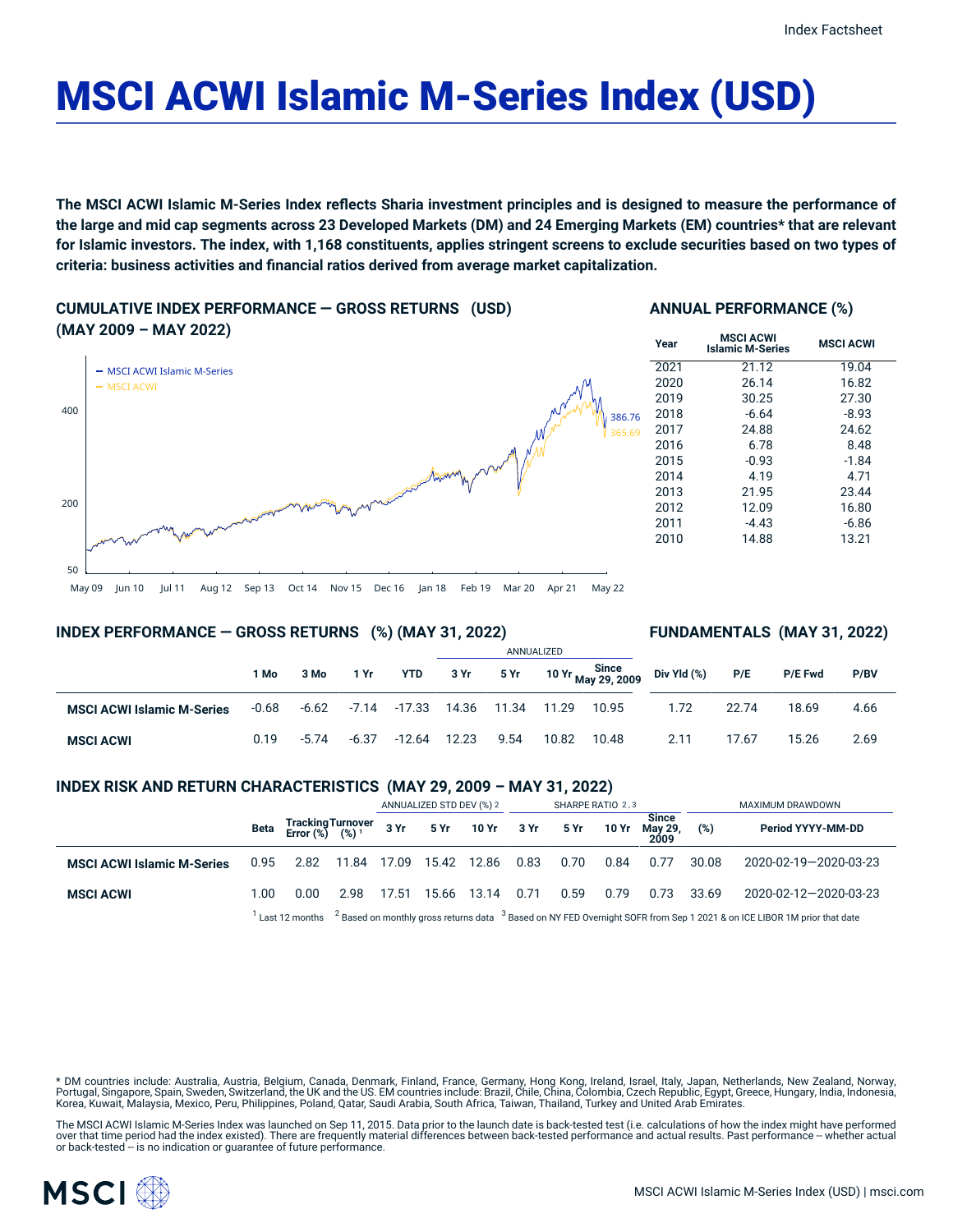# MSCI ACWI Islamic M-Series Index (USD)

**The MSCI ACWI Islamic M-Series Index reflects Sharia investment principles and is designed to measure the performance of the large and mid cap segments across 23 Developed Markets (DM) and 24 Emerging Markets (EM) countries* that are relevant for Islamic investors. The index, with 1,168 constituents, applies stringent screens to exclude securities based on two types of criteria: business activities and financial ratios derived from average market capitalization.**

## CUMULATIVE INDEX PERFORMANCE — GROSS RETURNS (USD) (MAY 2009 – MAY 2022)

- MSCI ACWI Islamic M-Series: 386.76
- MSCI ACWI: 365.69

## ANNUAL PERFORMANCE (%)

| Year | MSCI ACWI Islamic M-Series | MSCI ACWI |
|---|---|---|
| 2021 | 21.12 | 19.04 |
| 2020 | 26.14 | 16.82 |
| 2019 | 30.25 | 27.30 |
| 2018 | -6.64 | -8.93 |
| 2017 | 24.88 | 24.62 |
| 2016 | 6.78 | 8.48 |
| 2015 | -0.93 | -1.84 |
| 2014 | 4.19 | 4.71 |
| 2013 | 21.95 | 23.44 |
| 2012 | 12.09 | 16.80 |
| 2011 | -4.43 | -6.86 |
| 2010 | 14.88 | 13.21 |

## INDEX PERFORMANCE — GROSS RETURNS (%) (MAY 31, 2022) / FUNDAMENTALS (MAY 31, 2022)

| | | | | | ANNUALIZED | | | | | | | |
|---|---|---|---|---|---|---|---|---|---|---|---|---|
| | 1 Mo | 3 Mo | 1 Yr | YTD | 3 Yr | 5 Yr | 10 Yr | Since May 29, 2009 | Div Yld (%) | P/E | P/E Fwd | P/BV |
| **MSCI ACWI Islamic M-Series** | -0.68 | -6.62 | -7.14 | -17.33 | 14.36 | 11.34 | 11.29 | 10.95 | 1.72 | 22.74 | 18.69 | 4.66 |
| **MSCI ACWI** | 0.19 | -5.74 | -6.37 | -12.64 | 12.23 | 9.54 | 10.82 | 10.48 | 2.11 | 17.67 | 15.26 | 2.69 |

## INDEX RISK AND RETURN CHARACTERISTICS (MAY 29, 2009 – MAY 31, 2022)

| | | | | ANNUALIZED STD DEV (%) [2] | | | SHARPE RATIO [2,3] | | | | MAXIMUM DRAWDOWN | |
|---|---|---|---|---|---|---|---|---|---|---|---|---|
| | Beta | Tracking Error (%) | Turnover (%) [1] | 3 Yr | 5 Yr | 10 Yr | 3 Yr | 5 Yr | 10 Yr | Since May 29, 2009 | (%) | Period YYYY-MM-DD |
| **MSCI ACWI Islamic M-Series** | 0.95 | 2.82 | 11.84 | 17.09 | 15.42 | 12.86 | 0.83 | 0.70 | 0.84 | 0.77 | 30.08 | 2020-02-19—2020-03-23 |
| **MSCI ACWI** | 1.00 | 0.00 | 2.98 | 17.51 | 15.66 | 13.14 | 0.71 | 0.59 | 0.79 | 0.73 | 33.69 | 2020-02-12—2020-03-23 |

[1] Last 12 months [2] Based on monthly gross returns data [3] Based on NY FED Overnight SOFR from Sep 1 2021 & on ICE LIBOR 1M prior that date

* DM countries include: Australia, Austria, Belgium, Canada, Denmark, Finland, France, Germany, Hong Kong, Ireland, Israel, Italy, Japan, Netherlands, New Zealand, Norway, Portugal, Singapore, Spain, Sweden, Switzerland, the UK and the US. EM countries include: Brazil, Chile, China, Colombia, Czech Republic, Egypt, Greece, Hungary, India, Indonesia, Korea, Kuwait, Malaysia, Mexico, Peru, Philippines, Poland, Qatar, Saudi Arabia, South Africa, Taiwan, Thailand, Turkey and United Arab Emirates.

The MSCI ACWI Islamic M-Series Index was launched on Sep 11, 2015. Data prior to the launch date is back-tested test (i.e. calculations of how the index might have performed over that time period had the index existed). There are frequently material differences between back-tested performance and actual results. Past performance -- whether actual or back-tested -- is no indication or guarantee of future performance.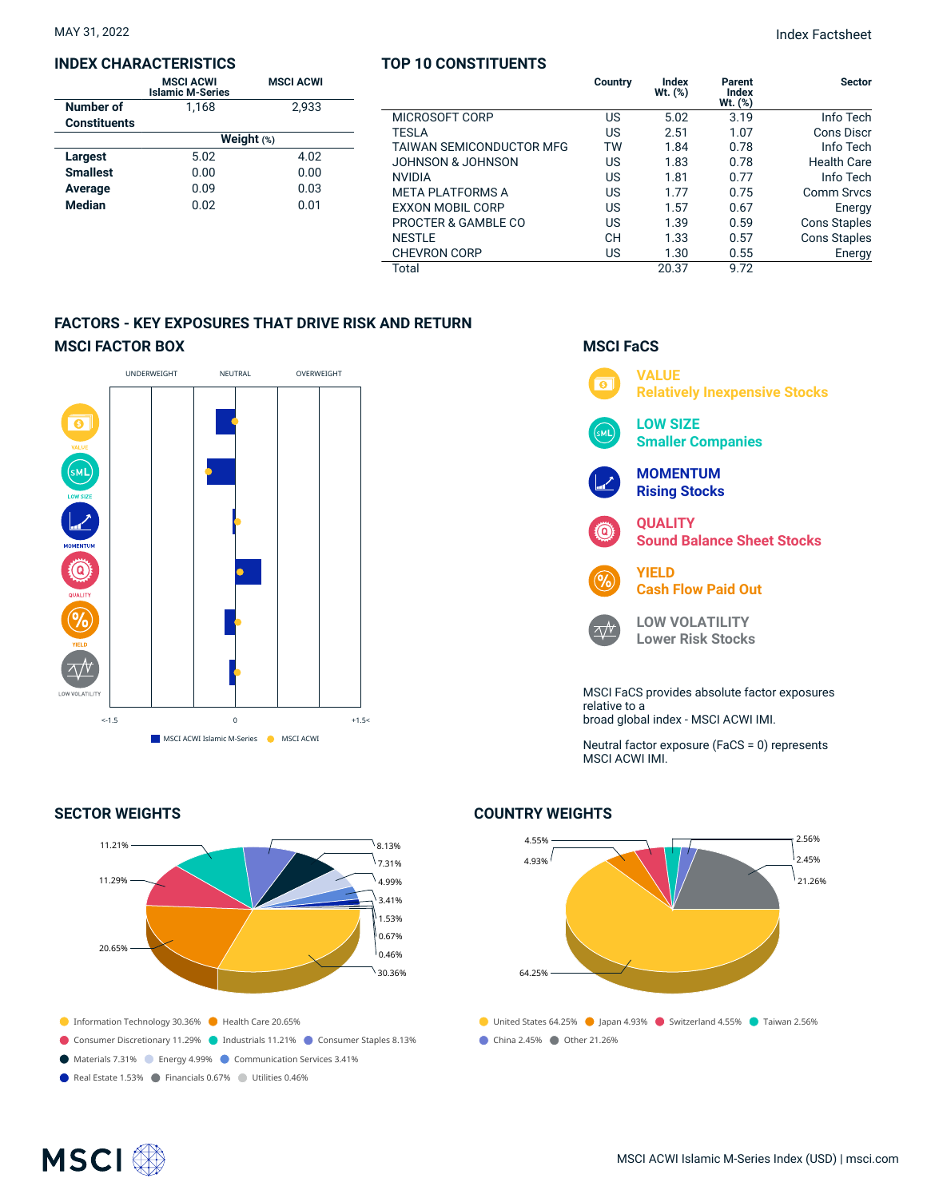MAY 31, 2022

Index Factsheet

## INDEX CHARACTERISTICS

| | MSCI ACWI Islamic M-Series | MSCI ACWI |
|---|---|---|
| Number of Constituents | 1,168 | 2,933 |
| | Weight (%) | |
| Largest | 5.02 | 4.02 |
| Smallest | 0.00 | 0.00 |
| Average | 0.09 | 0.03 |
| Median | 0.02 | 0.01 |

## TOP 10 CONSTITUENTS

| | Country | Index Wt. (%) | Parent Index Wt. (%) | Sector |
|---|---|---|---|---|
| MICROSOFT CORP | US | 5.02 | 3.19 | Info Tech |
| TESLA | US | 2.51 | 1.07 | Cons Discr |
| TAIWAN SEMICONDUCTOR MFG | TW | 1.84 | 0.78 | Info Tech |
| JOHNSON & JOHNSON | US | 1.83 | 0.78 | Health Care |
| NVIDIA | US | 1.81 | 0.77 | Info Tech |
| META PLATFORMS A | US | 1.77 | 0.75 | Comm Srvcs |
| EXXON MOBIL CORP | US | 1.57 | 0.67 | Energy |
| PROCTER & GAMBLE CO | US | 1.39 | 0.59 | Cons Staples |
| NESTLE | CH | 1.33 | 0.57 | Cons Staples |
| CHEVRON CORP | US | 1.30 | 0.55 | Energy |
| Total | | 20.37 | 9.72 | |

## FACTORS - KEY EXPOSURES THAT DRIVE RISK AND RETURN

### MSCI FACTOR BOX

UNDERWEIGHT · NEUTRAL · OVERWEIGHT

VALUE · LOW SIZE · MOMENTUM · QUALITY · YIELD · LOW VOLATILITY

<-1.5 · 0 · +1.5<

MSCI ACWI Islamic M-Series · MSCI ACWI

### MSCI FaCS

**VALUE** Relatively Inexpensive Stocks

**LOW SIZE** Smaller Companies

**MOMENTUM** Rising Stocks

**QUALITY** Sound Balance Sheet Stocks

**YIELD** Cash Flow Paid Out

**LOW VOLATILITY** Lower Risk Stocks

MSCI FaCS provides absolute factor exposures relative to a broad global index - MSCI ACWI IMI.

Neutral factor exposure (FaCS = 0) represents MSCI ACWI IMI.

## SECTOR WEIGHTS

- Information Technology 30.36%
- Health Care 20.65%
- Consumer Discretionary 11.29%
- Industrials 11.21%
- Consumer Staples 8.13%
- Materials 7.31%
- Energy 4.99%
- Communication Services 3.41%
- Real Estate 1.53%
- Financials 0.67%
- Utilities 0.46%

## COUNTRY WEIGHTS

- United States 64.25%
- Japan 4.93%
- Switzerland 4.55%
- Taiwan 2.56%
- China 2.45%
- Other 21.26%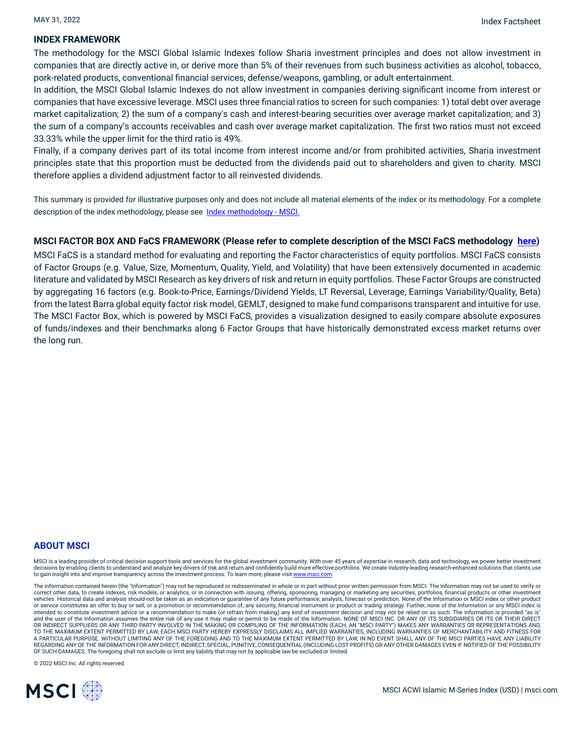## INDEX FRAMEWORK

The methodology for the MSCI Global Islamic Indexes follow Sharia investment principles and does not allow investment in companies that are directly active in, or derive more than 5% of their revenues from such business activities as alcohol, tobacco, pork-related products, conventional financial services, defense/weapons, gambling, or adult entertainment.

In addition, the MSCI Global Islamic Indexes do not allow investment in companies deriving significant income from interest or companies that have excessive leverage. MSCI uses three financial ratios to screen for such companies: 1) total debt over average market capitalization; 2) the sum of a company's cash and interest-bearing securities over average market capitalization; and 3) the sum of a company's accounts receivables and cash over average market capitalization. The first two ratios must not exceed 33.33% while the upper limit for the third ratio is 49%.

Finally, if a company derives part of its total income from interest income and/or from prohibited activities, Sharia investment principles state that this proportion must be deducted from the dividends paid out to shareholders and given to charity. MSCI therefore applies a dividend adjustment factor to all reinvested dividends.

This summary is provided for illustrative purposes only and does not include all material elements of the index or its methodology. For a complete description of the index methodology, please see [Index methodology - MSCI.](https://www.msci.com)

## MSCI FACTOR BOX AND FaCS FRAMEWORK (Please refer to complete description of the MSCI FaCS methodology [here](https://www.msci.com))

MSCI FaCS is a standard method for evaluating and reporting the Factor characteristics of equity portfolios. MSCI FaCS consists of Factor Groups (e.g. Value, Size, Momentum, Quality, Yield, and Volatility) that have been extensively documented in academic literature and validated by MSCI Research as key drivers of risk and return in equity portfolios. These Factor Groups are constructed by aggregating 16 factors (e.g. Book-to-Price, Earnings/Dividend Yields, LT Reversal, Leverage, Earnings Variability/Quality, Beta) from the latest Barra global equity factor risk model, GEMLT, designed to make fund comparisons transparent and intuitive for use. The MSCI Factor Box, which is powered by MSCI FaCS, provides a visualization designed to easily compare absolute exposures of funds/indexes and their benchmarks along 6 Factor Groups that have historically demonstrated excess market returns over the long run.

## ABOUT MSCI

MSCI is a leading provider of critical decision support tools and services for the global investment community. With over 45 years of expertise in research, data and technology, we power better investment decisions by enabling clients to understand and analyze key drivers of risk and return and confidently build more effective portfolios. We create industry-leading research-enhanced solutions that clients use to gain insight into and improve transparency across the investment process. To learn more, please visit [www.msci.com](https://www.msci.com).

The information contained herein (the "Information") may not be reproduced or redisseminated in whole or in part without prior written permission from MSCI. The Information may not be used to verify or correct other data, to create indexes, risk models, or analytics, or in connection with issuing, offering, sponsoring, managing or marketing any securities, portfolios, financial products or other investment vehicles. Historical data and analysis should not be taken as an indication or guarantee of any future performance, analysis, forecast or prediction. None of the Information or MSCI index or other product or service constitutes an offer to buy or sell, or a promotion or recommendation of, any security, financial instrument or product or trading strategy. Further, none of the Information or any MSCI index is intended to constitute investment advice or a recommendation to make (or refrain from making) any kind of investment decision and may not be relied on as such. The Information is provided "as is" and the user of the Information assumes the entire risk of any use it may make or permit to be made of the Information. NONE OF MSCI INC. OR ANY OF ITS SUBSIDIARIES OR ITS OR THEIR DIRECT OR INDIRECT SUPPLIERS OR ANY THIRD PARTY INVOLVED IN THE MAKING OR COMPILING OF THE INFORMATION (EACH, AN "MSCI PARTY") MAKES ANY WARRANTIES OR REPRESENTATIONS AND, TO THE MAXIMUM EXTENT PERMITTED BY LAW, EACH MSCI PARTY HEREBY EXPRESSLY DISCLAIMS ALL IMPLIED WARRANTIES, INCLUDING WARRANTIES OF MERCHANTABILITY AND FITNESS FOR A PARTICULAR PURPOSE. WITHOUT LIMITING ANY OF THE FOREGOING AND TO THE MAXIMUM EXTENT PERMITTED BY LAW, IN NO EVENT SHALL ANY OF THE MSCI PARTIES HAVE ANY LIABILITY REGARDING ANY OF THE INFORMATION FOR ANY DIRECT, INDIRECT, SPECIAL, PUNITIVE, CONSEQUENTIAL (INCLUDING LOST PROFITS) OR ANY OTHER DAMAGES EVEN IF NOTIFIED OF THE POSSIBILITY OF SUCH DAMAGES. The foregoing shall not exclude or limit any liability that may not by applicable law be excluded or limited.

© 2022 MSCI Inc. All rights reserved.